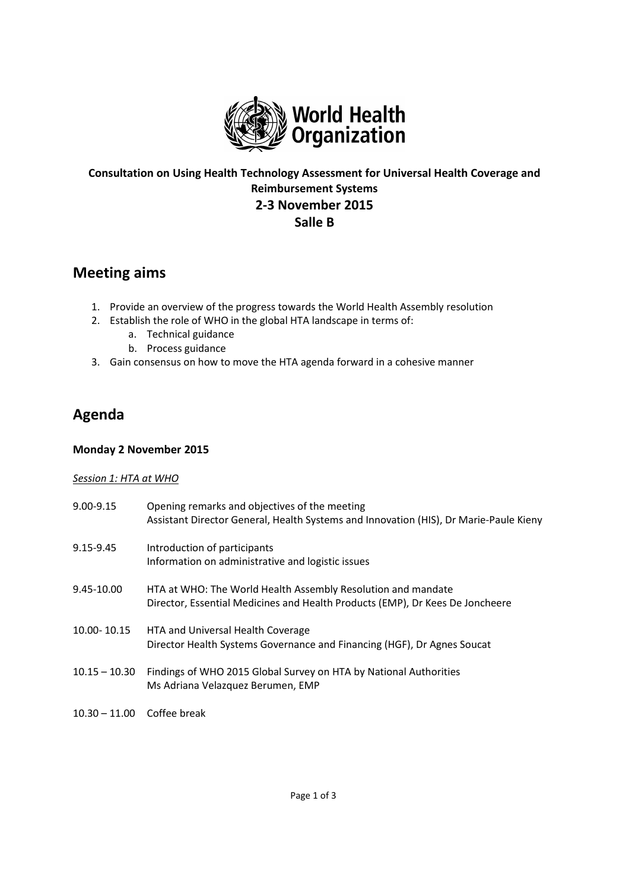**Consultation on Using Health Technology Assessment for Universal Health Coverage and Reimbursement Systems**
**2-3 November 2015**
**Salle B**

## Meeting aims

1. Provide an overview of the progress towards the World Health Assembly resolution
2. Establish the role of WHO in the global HTA landscape in terms of:
   a. Technical guidance
   b. Process guidance
3. Gain consensus on how to move the HTA agenda forward in a cohesive manner

## Agenda

### Monday 2 November 2015

*Session 1: HTA at WHO*

9.00-9.15 Opening remarks and objectives of the meeting
Assistant Director General, Health Systems and Innovation (HIS), Dr Marie-Paule Kieny

9.15-9.45 Introduction of participants
Information on administrative and logistic issues

9.45-10.00 HTA at WHO: The World Health Assembly Resolution and mandate
Director, Essential Medicines and Health Products (EMP), Dr Kees De Joncheere

10.00- 10.15 HTA and Universal Health Coverage
Director Health Systems Governance and Financing (HGF), Dr Agnes Soucat

10.15 – 10.30 Findings of WHO 2015 Global Survey on HTA by National Authorities
Ms Adriana Velazquez Berumen, EMP

10.30 – 11.00 Coffee break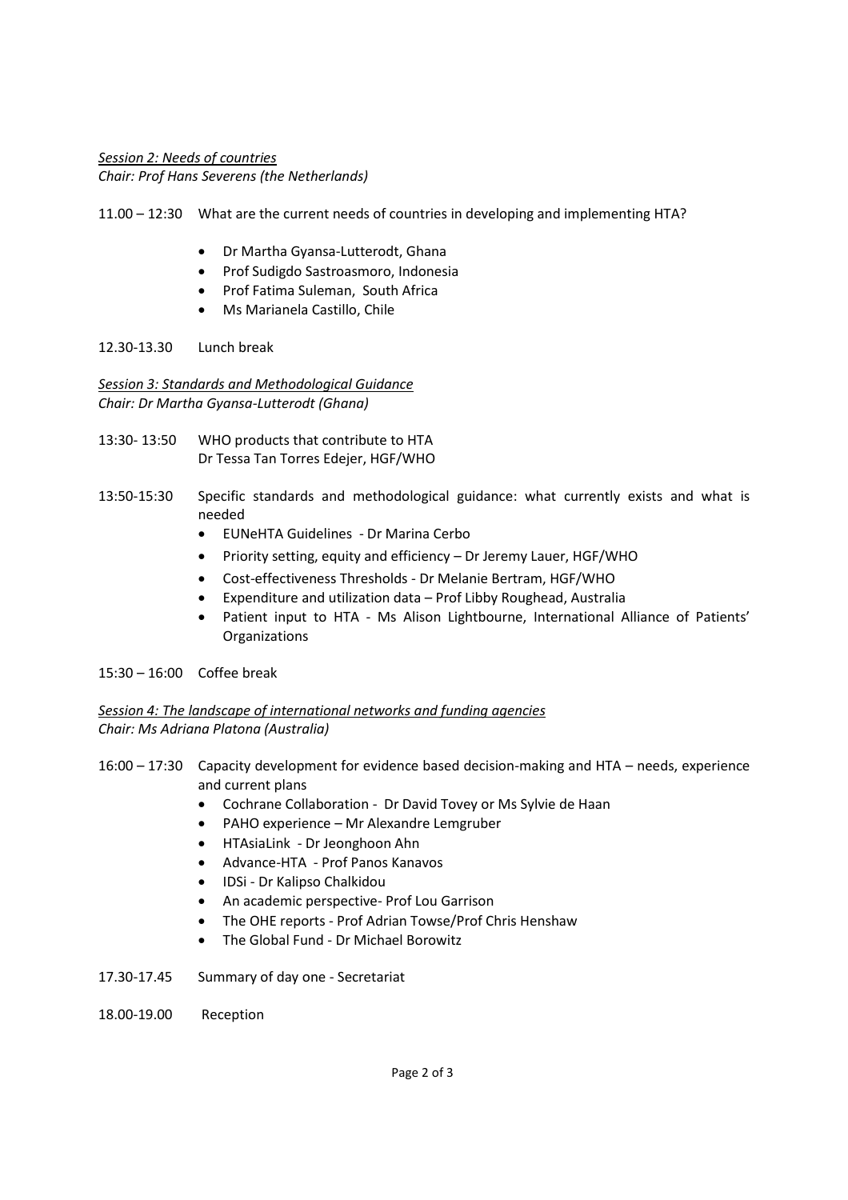*Session 2: Needs of countries*
*Chair: Prof Hans Severens (the Netherlands)*

11.00 – 12:30 What are the current needs of countries in developing and implementing HTA?

- Dr Martha Gyansa-Lutterodt, Ghana
- Prof Sudigdo Sastroasmoro, Indonesia
- Prof Fatima Suleman, South Africa
- Ms Marianela Castillo, Chile

12.30-13.30 Lunch break

*Session 3: Standards and Methodological Guidance*
*Chair: Dr Martha Gyansa-Lutterodt (Ghana)*

13:30- 13:50 WHO products that contribute to HTA
Dr Tessa Tan Torres Edejer, HGF/WHO

13:50-15:30 Specific standards and methodological guidance: what currently exists and what is needed

- EUNeHTA Guidelines - Dr Marina Cerbo
- Priority setting, equity and efficiency – Dr Jeremy Lauer, HGF/WHO
- Cost-effectiveness Thresholds - Dr Melanie Bertram, HGF/WHO
- Expenditure and utilization data – Prof Libby Roughead, Australia
- Patient input to HTA - Ms Alison Lightbourne, International Alliance of Patients' Organizations

15:30 – 16:00 Coffee break

*Session 4: The landscape of international networks and funding agencies*
*Chair: Ms Adriana Platona (Australia)*

16:00 – 17:30 Capacity development for evidence based decision-making and HTA – needs, experience and current plans

- Cochrane Collaboration - Dr David Tovey or Ms Sylvie de Haan
- PAHO experience – Mr Alexandre Lemgruber
- HTAsiaLink - Dr Jeonghoon Ahn
- Advance-HTA - Prof Panos Kanavos
- IDSi - Dr Kalipso Chalkidou
- An academic perspective- Prof Lou Garrison
- The OHE reports - Prof Adrian Towse/Prof Chris Henshaw
- The Global Fund - Dr Michael Borowitz

17.30-17.45 Summary of day one - Secretariat

18.00-19.00 Reception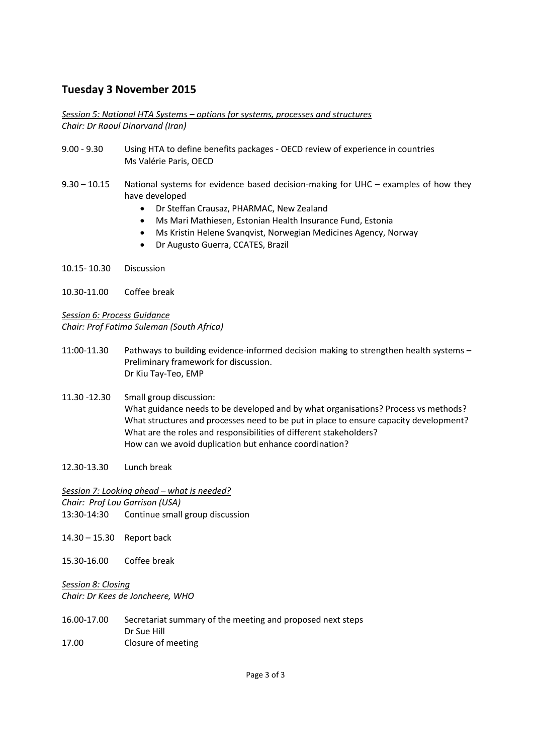## Tuesday 3 November 2015

*Session 5: National HTA Systems – options for systems, processes and structures*
*Chair: Dr Raoul Dinarvand (Iran)*

9.00 - 9.30 Using HTA to define benefits packages - OECD review of experience in countries
Ms Valérie Paris, OECD

9.30 – 10.15 National systems for evidence based decision-making for UHC – examples of how they have developed

- Dr Steffan Crausaz, PHARMAC, New Zealand
- Ms Mari Mathiesen, Estonian Health Insurance Fund, Estonia
- Ms Kristin Helene Svanqvist, Norwegian Medicines Agency, Norway
- Dr Augusto Guerra, CCATES, Brazil

10.15- 10.30 Discussion

10.30-11.00 Coffee break

*Session 6: Process Guidance*
*Chair: Prof Fatima Suleman (South Africa)*

11:00-11.30 Pathways to building evidence-informed decision making to strengthen health systems – Preliminary framework for discussion.
Dr Kiu Tay-Teo, EMP

11.30 -12.30 Small group discussion:
What guidance needs to be developed and by what organisations? Process vs methods?
What structures and processes need to be put in place to ensure capacity development?
What are the roles and responsibilities of different stakeholders?
How can we avoid duplication but enhance coordination?

12.30-13.30 Lunch break

*Session 7: Looking ahead – what is needed?*
*Chair: Prof Lou Garrison (USA)*

13:30-14:30 Continue small group discussion

14.30 – 15.30 Report back

15.30-16.00 Coffee break

*Session 8: Closing*
*Chair: Dr Kees de Joncheere, WHO*

16.00-17.00 Secretariat summary of the meeting and proposed next steps
Dr Sue Hill

17.00 Closure of meeting